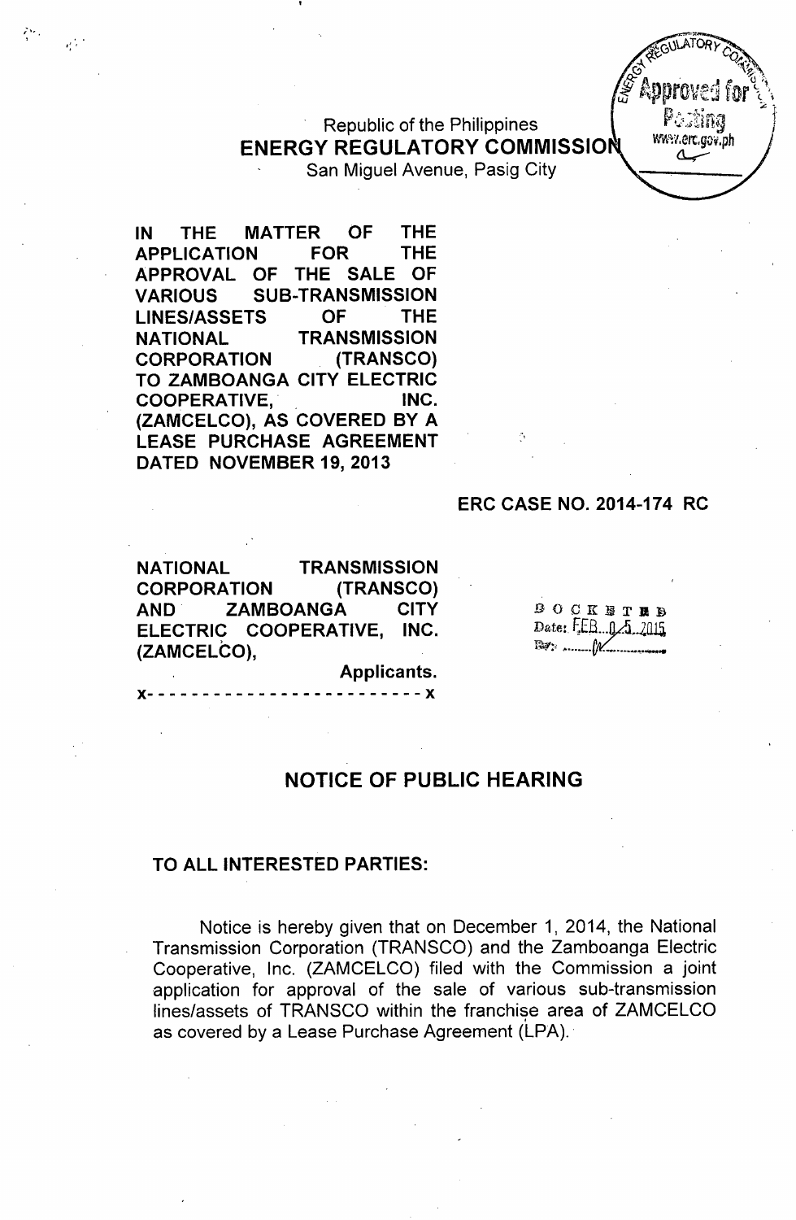Republic of the Philippines
**ENERGY REGULATORY COMMISSION**
San Miguel Avenue, Pasig City

**IN THE MATTER OF THE APPLICATION FOR THE APPROVAL OF THE SALE OF VARIOUS SUB-TRANSMISSION LINES/ASSETS OF THE NATIONAL TRANSMISSION CORPORATION (TRANSCO) TO ZAMBOANGA CITY ELECTRIC COOPERATIVE, INC. (ZAMCELCO), AS COVERED BY A LEASE PURCHASE AGREEMENT DATED NOVEMBER 19, 2013**

**ERC CASE NO. 2014-174 RC**

**NATIONAL TRANSMISSION CORPORATION (TRANSCO) AND ZAMBOANGA CITY ELECTRIC COOPERATIVE, INC. (ZAMCELCO),**

**Applicants.**

x- - - - - - - - - - - - - - - - - - - - - - - - x

DOCKETED
Date: FEB 05 2015

## NOTICE OF PUBLIC HEARING

**TO ALL INTERESTED PARTIES:**

Notice is hereby given that on December 1, 2014, the National Transmission Corporation (TRANSCO) and the Zamboanga Electric Cooperative, Inc. (ZAMCELCO) filed with the Commission a joint application for approval of the sale of various sub-transmission lines/assets of TRANSCO within the franchise area of ZAMCELCO as covered by a Lease Purchase Agreement (LPA).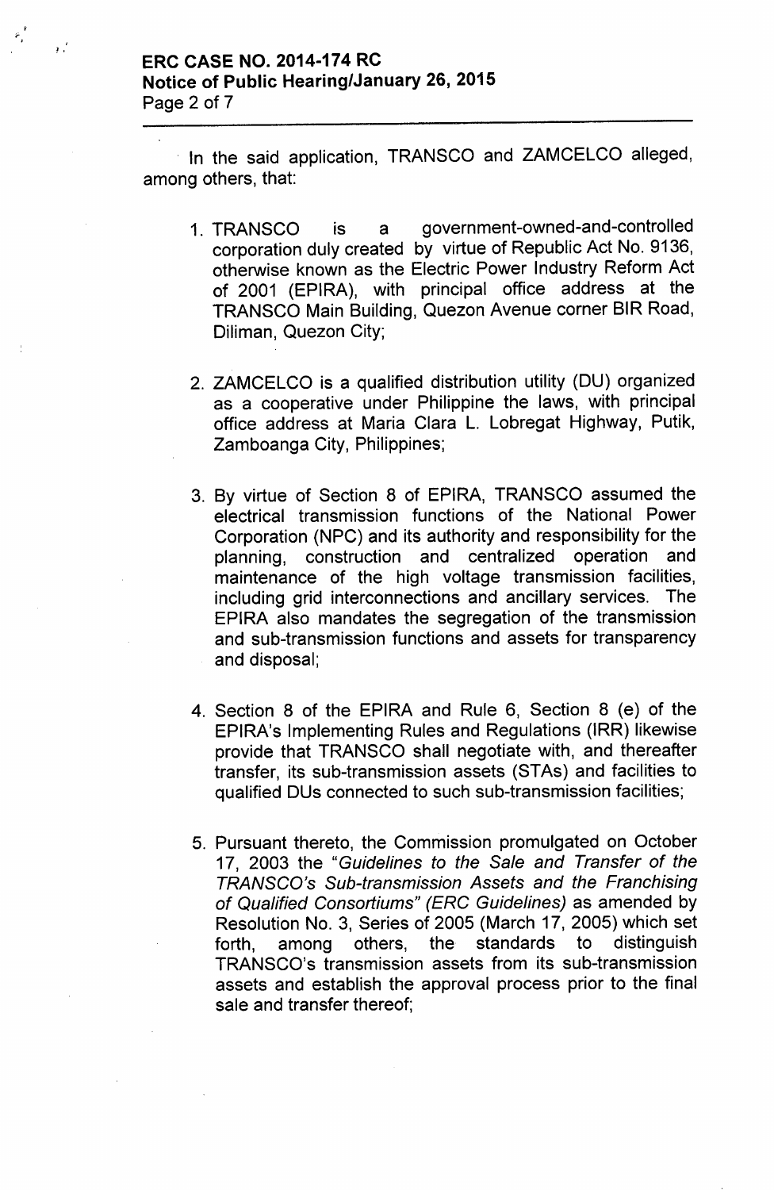In the said application, TRANSCO and ZAMCELCO alleged, among others, that:

1. TRANSCO is a government-owned-and-controlled corporation duly created by virtue of Republic Act No. 9136, otherwise known as the Electric Power Industry Reform Act of 2001 (EPIRA), with principal office address at the TRANSCO Main Building, Quezon Avenue corner BIR Road, Diliman, Quezon City;

2. ZAMCELCO is a qualified distribution utility (DU) organized as a cooperative under Philippine the laws, with principal office address at Maria Clara L. Lobregat Highway, Putik, Zamboanga City, Philippines;

3. By virtue of Section 8 of EPIRA, TRANSCO assumed the electrical transmission functions of the National Power Corporation (NPC) and its authority and responsibility for the planning, construction and centralized operation and maintenance of the high voltage transmission facilities, including grid interconnections and ancillary services. The EPIRA also mandates the segregation of the transmission and sub-transmission functions and assets for transparency and disposal;

4. Section 8 of the EPIRA and Rule 6, Section 8 (e) of the EPIRA's Implementing Rules and Regulations (IRR) likewise provide that TRANSCO shall negotiate with, and thereafter transfer, its sub-transmission assets (STAs) and facilities to qualified DUs connected to such sub-transmission facilities;

5. Pursuant thereto, the Commission promulgated on October 17, 2003 the "*Guidelines to the Sale and Transfer of the TRANSCO's Sub-transmission Assets and the Franchising of Qualified Consortiums" (ERC Guidelines)* as amended by Resolution No. 3, Series of 2005 (March 17, 2005) which set forth, among others, the standards to distinguish TRANSCO's transmission assets from its sub-transmission assets and establish the approval process prior to the final sale and transfer thereof;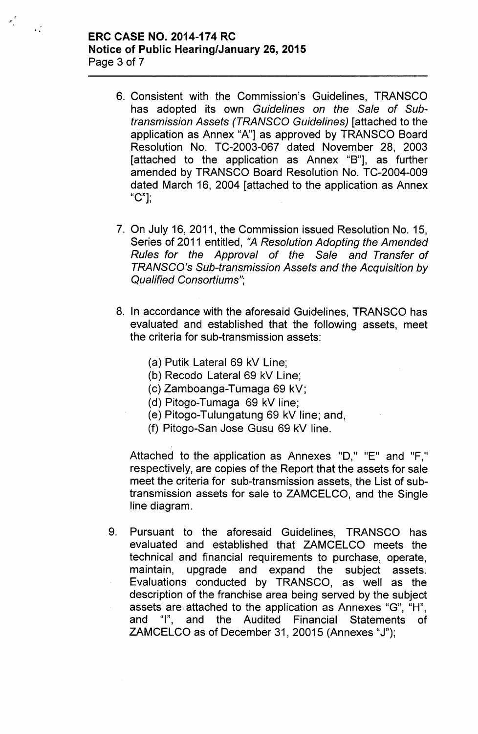6. Consistent with the Commission's Guidelines, TRANSCO has adopted its own *Guidelines on the Sale of Sub-transmission Assets (TRANSCO Guidelines)* [attached to the application as Annex "A"] as approved by TRANSCO Board Resolution No. TC-2003-067 dated November 28, 2003 [attached to the application as Annex "B"], as further amended by TRANSCO Board Resolution No. TC-2004-009 dated March 16, 2004 [attached to the application as Annex "C"];

7. On July 16, 2011, the Commission issued Resolution No. 15, Series of 2011 entitled, *"A Resolution Adopting the Amended Rules for the Approval of the Sale and Transfer of TRANSCO's Sub-transmission Assets and the Acquisition by Qualified Consortiums"*;

8. In accordance with the aforesaid Guidelines, TRANSCO has evaluated and established that the following assets, meet the criteria for sub-transmission assets:

   (a) Putik Lateral 69 kV Line;
   (b) Recodo Lateral 69 kV Line;
   (c) Zamboanga-Tumaga 69 kV;
   (d) Pitogo-Tumaga 69 kV line;
   (e) Pitogo-Tulungatung 69 kV line; and,
   (f) Pitogo-San Jose Gusu 69 kV line.

   Attached to the application as Annexes "D," "E" and "F," respectively, are copies of the Report that the assets for sale meet the criteria for sub-transmission assets, the List of sub-transmission assets for sale to ZAMCELCO, and the Single line diagram.

9. Pursuant to the aforesaid Guidelines, TRANSCO has evaluated and established that ZAMCELCO meets the technical and financial requirements to purchase, operate, maintain, upgrade and expand the subject assets. Evaluations conducted by TRANSCO, as well as the description of the franchise area being served by the subject assets are attached to the application as Annexes "G", "H", and "I", and the Audited Financial Statements of ZAMCELCO as of December 31, 20015 (Annexes "J");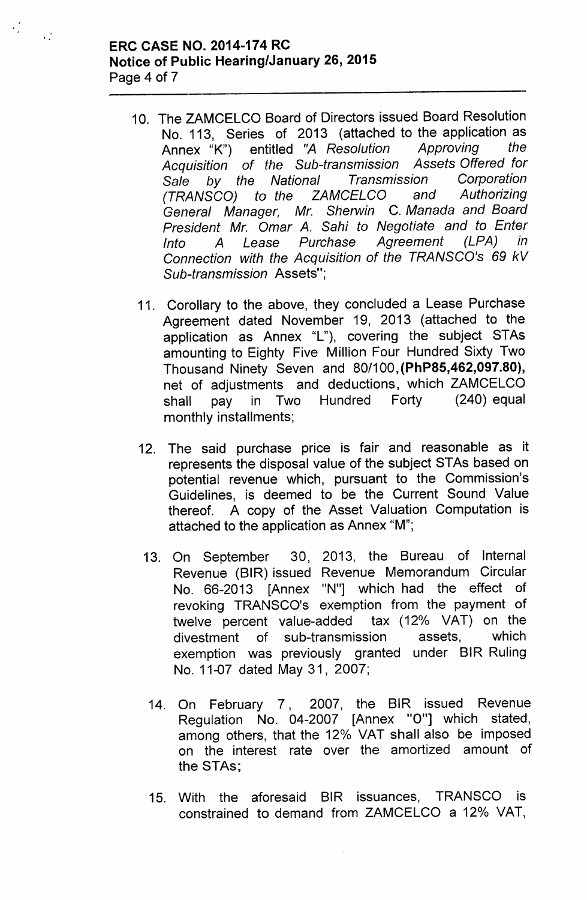10. The ZAMCELCO Board of Directors issued Board Resolution No. 113, Series of 2013 (attached to the application as Annex "K") entitled *"A Resolution Approving the Acquisition of the Sub-transmission Assets Offered for Sale by the National Transmission Corporation (TRANSCO) to the ZAMCELCO and Authorizing General Manager, Mr. Sherwin C. Manada and Board President Mr. Omar A. Sahi to Negotiate and to Enter Into A Lease Purchase Agreement (LPA) in Connection with the Acquisition of the TRANSCO's 69 kV Sub-transmission* Assets";

11. Corollary to the above, they concluded a Lease Purchase Agreement dated November 19, 2013 (attached to the application as Annex "L"), covering the subject STAs amounting to Eighty Five Million Four Hundred Sixty Two Thousand Ninety Seven and 80/100, **(PhP85,462,097.80),** net of adjustments and deductions, which ZAMCELCO shall pay in Two Hundred Forty (240) equal monthly installments;

12. The said purchase price is fair and reasonable as it represents the disposal value of the subject STAs based on potential revenue which, pursuant to the Commission's Guidelines, is deemed to be the Current Sound Value thereof. A copy of the Asset Valuation Computation is attached to the application as Annex "M";

13. On September 30, 2013, the Bureau of Internal Revenue (BIR) issued Revenue Memorandum Circular No. 66-2013 [Annex "N"] which had the effect of revoking TRANSCO's exemption from the payment of twelve percent value-added tax (12% VAT) on the divestment of sub-transmission assets, which exemption was previously granted under BIR Ruling No. 11-07 dated May 31, 2007;

14. On February 7, 2007, the BIR issued Revenue Regulation No. 04-2007 [Annex "O"] which stated, among others, that the 12% VAT shall also be imposed on the interest rate over the amortized amount of the STAs;

15. With the aforesaid BIR issuances, TRANSCO is constrained to demand from ZAMCELCO a 12% VAT,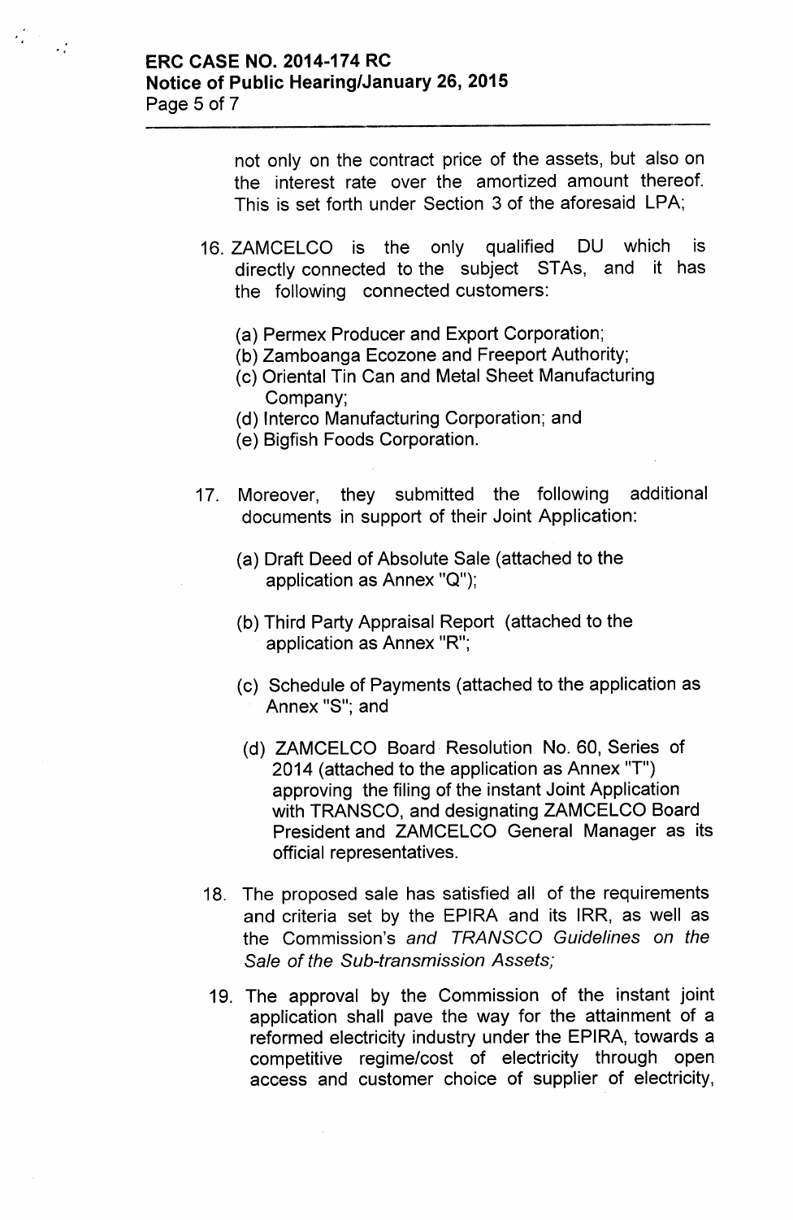not only on the contract price of the assets, but also on the interest rate over the amortized amount thereof. This is set forth under Section 3 of the aforesaid LPA;

16. ZAMCELCO is the only qualified DU which is directly connected to the subject STAs, and it has the following connected customers:

    (a) Permex Producer and Export Corporation;
    (b) Zamboanga Ecozone and Freeport Authority;
    (c) Oriental Tin Can and Metal Sheet Manufacturing Company;
    (d) Interco Manufacturing Corporation; and
    (e) Bigfish Foods Corporation.

17. Moreover, they submitted the following additional documents in support of their Joint Application:

    (a) Draft Deed of Absolute Sale (attached to the application as Annex "Q");

    (b) Third Party Appraisal Report (attached to the application as Annex "R";

    (c) Schedule of Payments (attached to the application as Annex "S"; and

    (d) ZAMCELCO Board Resolution No. 60, Series of 2014 (attached to the application as Annex "T") approving the filing of the instant Joint Application with TRANSCO, and designating ZAMCELCO Board President and ZAMCELCO General Manager as its official representatives.

18. The proposed sale has satisfied all of the requirements and criteria set by the EPIRA and its IRR, as well as the Commission's *and TRANSCO Guidelines on the Sale of the Sub-transmission Assets;*

19. The approval by the Commission of the instant joint application shall pave the way for the attainment of a reformed electricity industry under the EPIRA, towards a competitive regime/cost of electricity through open access and customer choice of supplier of electricity,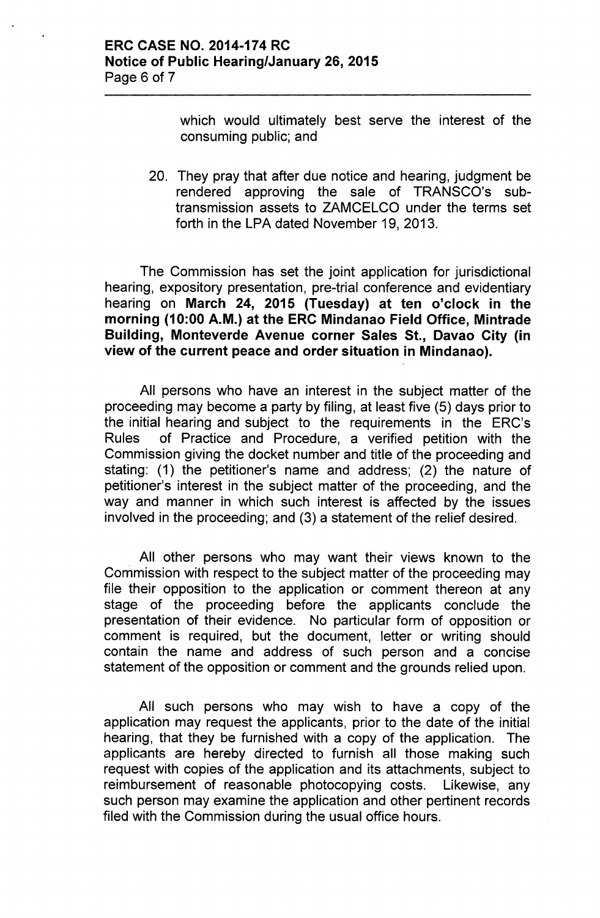which would ultimately best serve the interest of the consuming public; and

20. They pray that after due notice and hearing, judgment be rendered approving the sale of TRANSCO's sub-transmission assets to ZAMCELCO under the terms set forth in the LPA dated November 19, 2013.

The Commission has set the joint application for jurisdictional hearing, expository presentation, pre-trial conference and evidentiary hearing on **March 24, 2015 (Tuesday) at ten o'clock in the morning (10:00 A.M.) at the ERC Mindanao Field Office, Mintrade Building, Monteverde Avenue corner Sales St., Davao City (in view of the current peace and order situation in Mindanao).**

All persons who have an interest in the subject matter of the proceeding may become a party by filing, at least five (5) days prior to the initial hearing and subject to the requirements in the ERC's Rules of Practice and Procedure, a verified petition with the Commission giving the docket number and title of the proceeding and stating: (1) the petitioner's name and address; (2) the nature of petitioner's interest in the subject matter of the proceeding, and the way and manner in which such interest is affected by the issues involved in the proceeding; and (3) a statement of the relief desired.

All other persons who may want their views known to the Commission with respect to the subject matter of the proceeding may file their opposition to the application or comment thereon at any stage of the proceeding before the applicants conclude the presentation of their evidence. No particular form of opposition or comment is required, but the document, letter or writing should contain the name and address of such person and a concise statement of the opposition or comment and the grounds relied upon.

All such persons who may wish to have a copy of the application may request the applicants, prior to the date of the initial hearing, that they be furnished with a copy of the application. The applicants are hereby directed to furnish all those making such request with copies of the application and its attachments, subject to reimbursement of reasonable photocopying costs. Likewise, any such person may examine the application and other pertinent records filed with the Commission during the usual office hours.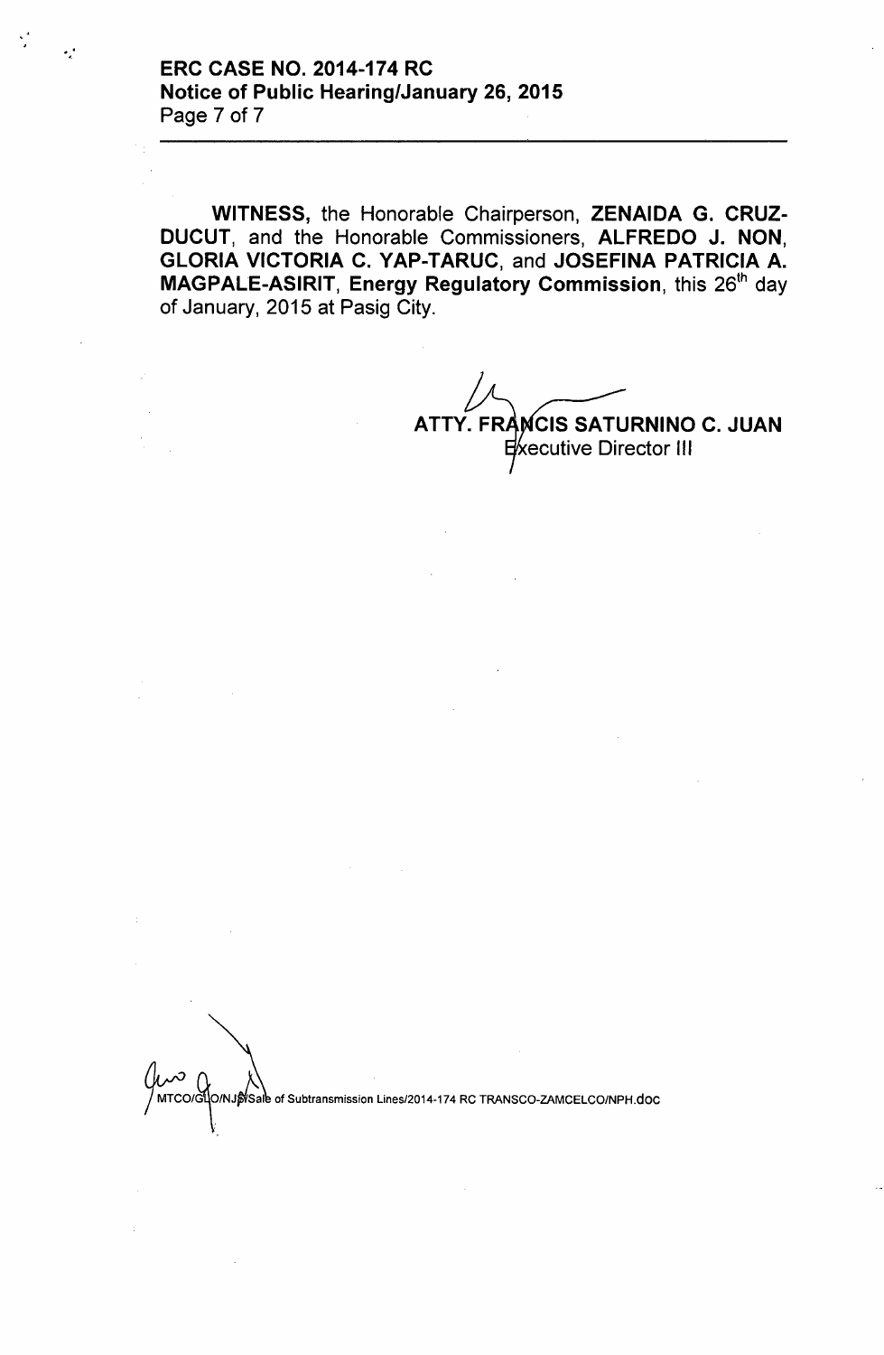**WITNESS,** the Honorable Chairperson, **ZENAIDA G. CRUZ-DUCUT**, and the Honorable Commissioners, **ALFREDO J. NON, GLORIA VICTORIA C. YAP-TARUC**, and **JOSEFINA PATRICIA A. MAGPALE-ASIRIT, Energy Regulatory Commission**, this 26th day of January, 2015 at Pasig City.

**ATTY. FRANCIS SATURNINO C. JUAN**
Executive Director III

MTCO/GLO/NJS/Sale of Subtransmission Lines/2014-174 RC TRANSCO-ZAMCELCO/NPH.doc